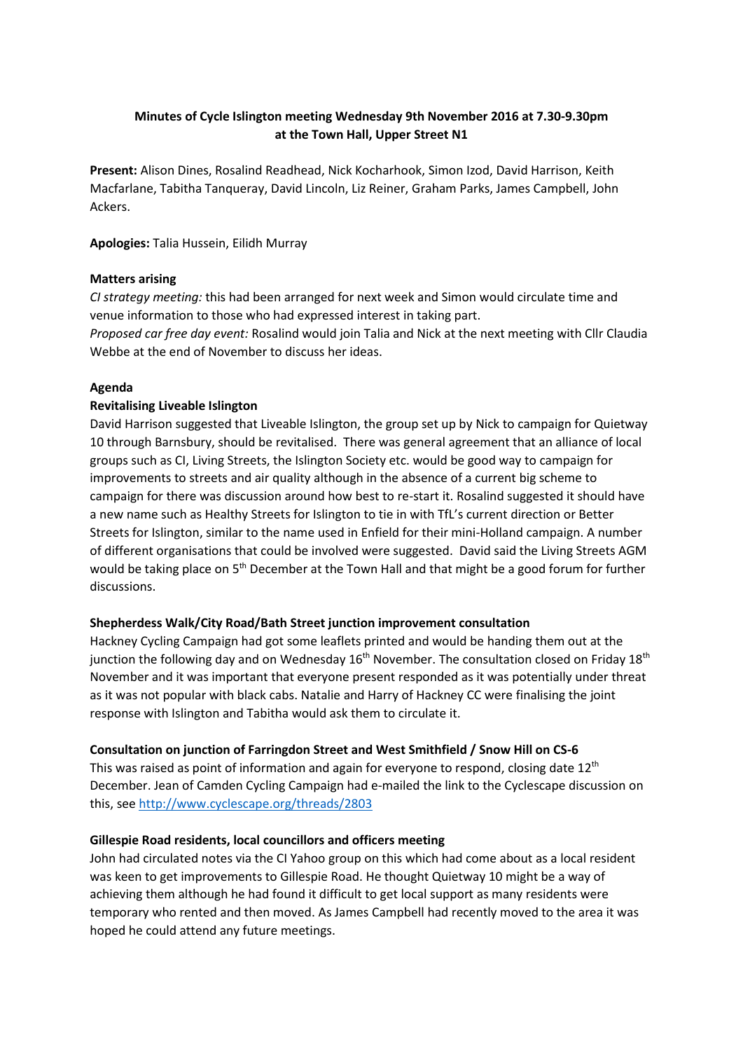**Minutes of Cycle Islington meeting Wednesday 9th November 2016 at 7.30-9.30pm at the Town Hall, Upper Street N1**

**Present:** Alison Dines, Rosalind Readhead, Nick Kocharhook, Simon Izod, David Harrison, Keith Macfarlane, Tabitha Tanqueray, David Lincoln, Liz Reiner, Graham Parks, James Campbell, John Ackers.

**Apologies:** Talia Hussein, Eilidh Murray

**Matters arising**

*CI strategy meeting:* this had been arranged for next week and Simon would circulate time and venue information to those who had expressed interest in taking part.

*Proposed car free day event:* Rosalind would join Talia and Nick at the next meeting with Cllr Claudia Webbe at the end of November to discuss her ideas.

**Agenda**

**Revitalising Liveable Islington**

David Harrison suggested that Liveable Islington, the group set up by Nick to campaign for Quietway 10 through Barnsbury, should be revitalised. There was general agreement that an alliance of local groups such as CI, Living Streets, the Islington Society etc. would be good way to campaign for improvements to streets and air quality although in the absence of a current big scheme to campaign for there was discussion around how best to re-start it. Rosalind suggested it should have a new name such as Healthy Streets for Islington to tie in with TfL's current direction or Better Streets for Islington, similar to the name used in Enfield for their mini-Holland campaign. A number of different organisations that could be involved were suggested. David said the Living Streets AGM would be taking place on 5th December at the Town Hall and that might be a good forum for further discussions.

**Shepherdess Walk/City Road/Bath Street junction improvement consultation**

Hackney Cycling Campaign had got some leaflets printed and would be handing them out at the junction the following day and on Wednesday 16th November. The consultation closed on Friday 18th November and it was important that everyone present responded as it was potentially under threat as it was not popular with black cabs. Natalie and Harry of Hackney CC were finalising the joint response with Islington and Tabitha would ask them to circulate it.

**Consultation on junction of Farringdon Street and West Smithfield / Snow Hill on CS-6**

This was raised as point of information and again for everyone to respond, closing date 12th December. Jean of Camden Cycling Campaign had e-mailed the link to the Cyclescape discussion on this, see http://www.cyclescape.org/threads/2803

**Gillespie Road residents, local councillors and officers meeting**

John had circulated notes via the CI Yahoo group on this which had come about as a local resident was keen to get improvements to Gillespie Road. He thought Quietway 10 might be a way of achieving them although he had found it difficult to get local support as many residents were temporary who rented and then moved. As James Campbell had recently moved to the area it was hoped he could attend any future meetings.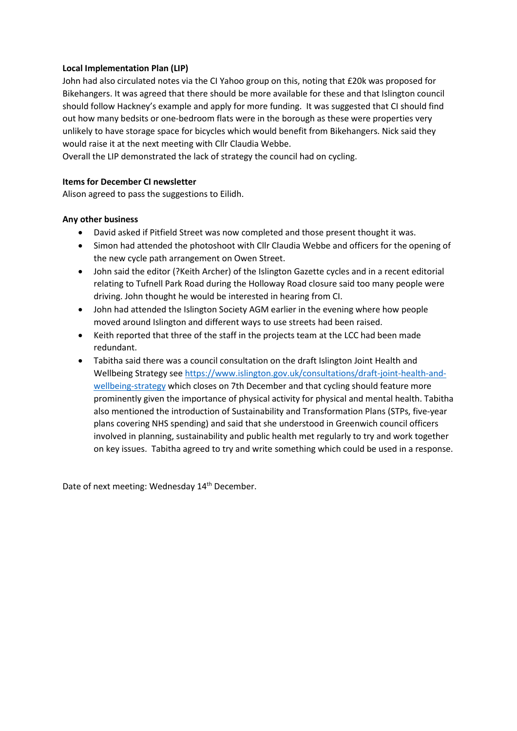**Local Implementation Plan (LIP)**

John had also circulated notes via the CI Yahoo group on this, noting that £20k was proposed for Bikehangers. It was agreed that there should be more available for these and that Islington council should follow Hackney's example and apply for more funding. It was suggested that CI should find out how many bedsits or one-bedroom flats were in the borough as these were properties very unlikely to have storage space for bicycles which would benefit from Bikehangers. Nick said they would raise it at the next meeting with Cllr Claudia Webbe.

Overall the LIP demonstrated the lack of strategy the council had on cycling.

**Items for December CI newsletter**

Alison agreed to pass the suggestions to Eilidh.

**Any other business**

- David asked if Pitfield Street was now completed and those present thought it was.
- Simon had attended the photoshoot with Cllr Claudia Webbe and officers for the opening of the new cycle path arrangement on Owen Street.
- John said the editor (?Keith Archer) of the Islington Gazette cycles and in a recent editorial relating to Tufnell Park Road during the Holloway Road closure said too many people were driving. John thought he would be interested in hearing from CI.
- John had attended the Islington Society AGM earlier in the evening where how people moved around Islington and different ways to use streets had been raised.
- Keith reported that three of the staff in the projects team at the LCC had been made redundant.
- Tabitha said there was a council consultation on the draft Islington Joint Health and Wellbeing Strategy see [https://www.islington.gov.uk/consultations/draft-joint-health-and-wellbeing-strategy](https://www.islington.gov.uk/consultations/draft-joint-health-and-wellbeing-strategy) which closes on 7th December and that cycling should feature more prominently given the importance of physical activity for physical and mental health. Tabitha also mentioned the introduction of Sustainability and Transformation Plans (STPs, five-year plans covering NHS spending) and said that she understood in Greenwich council officers involved in planning, sustainability and public health met regularly to try and work together on key issues. Tabitha agreed to try and write something which could be used in a response.

Date of next meeting: Wednesday 14th December.